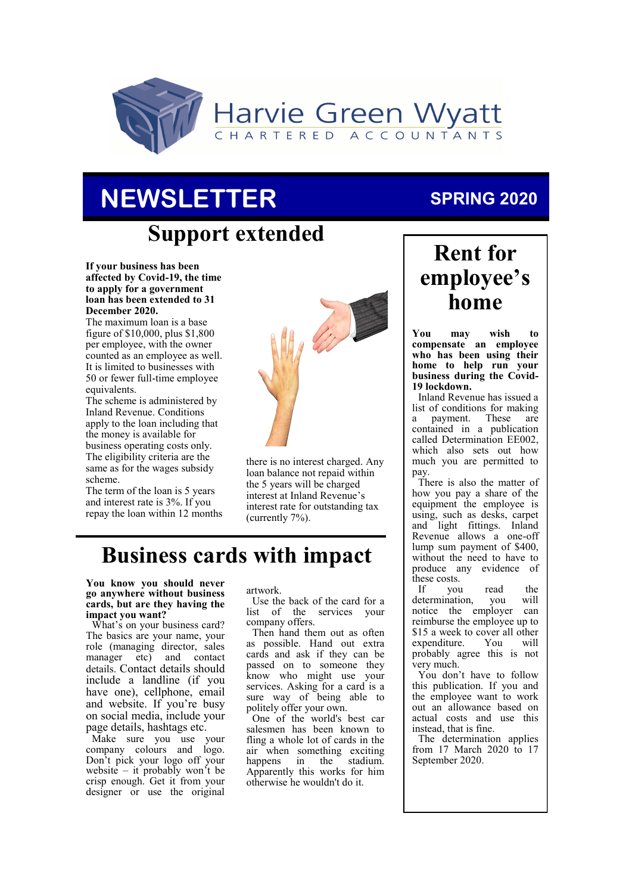Harvie Green Wyatt
CHARTERED ACCOUNTANTS

# NEWSLETTER

**SPRING 2020**

## Support extended

**If your business has been affected by Covid-19, the time to apply for a government loan has been extended to 31 December 2020.**

The maximum loan is a base figure of $10,000, plus $1,800 per employee, with the owner counted as an employee as well.

It is limited to businesses with 50 or fewer full-time employee equivalents.

The scheme is administered by Inland Revenue. Conditions apply to the loan including that the money is available for business operating costs only.

The eligibility criteria are the same as for the wages subsidy scheme.

The term of the loan is 5 years and interest rate is 3%. If you repay the loan within 12 months there is no interest charged. Any loan balance not repaid within the 5 years will be charged interest at Inland Revenue's interest rate for outstanding tax (currently 7%).

## Business cards with impact

**You know you should never go anywhere without business cards, but are they having the impact you want?**

What's on your business card? The basics are your name, your role (managing director, sales manager etc) and contact details. Contact details should include a landline (if you have one), cellphone, email and website. If you're busy on social media, include your page details, hashtags etc.

Make sure you use your company colours and logo. Don't pick your logo off your website – it probably won't be crisp enough. Get it from your designer or use the original artwork.

Use the back of the card for a list of the services your company offers.

Then hand them out as often as possible. Hand out extra cards and ask if they can be passed on to someone they know who might use your services. Asking for a card is a sure way of being able to politely offer your own.

One of the world's best car salesmen has been known to fling a whole lot of cards in the air when something exciting happens in the stadium. Apparently this works for him otherwise he wouldn't do it.

## Rent for employee's home

**You may wish to compensate an employee who has been using their home to help run your business during the Covid-19 lockdown.**

Inland Revenue has issued a list of conditions for making a payment. These are contained in a publication called Determination EE002, which also sets out how much you are permitted to pay.

There is also the matter of how you pay a share of the equipment the employee is using, such as desks, carpet and light fittings. Inland Revenue allows a one-off lump sum payment of $400, without the need to have to produce any evidence of these costs.

If you read the determination, you will notice the employer can reimburse the employee up to $15 a week to cover all other expenditure. You will probably agree this is not very much.

You don't have to follow this publication. If you and the employee want to work out an allowance based on actual costs and use this instead, that is fine.

The determination applies from 17 March 2020 to 17 September 2020.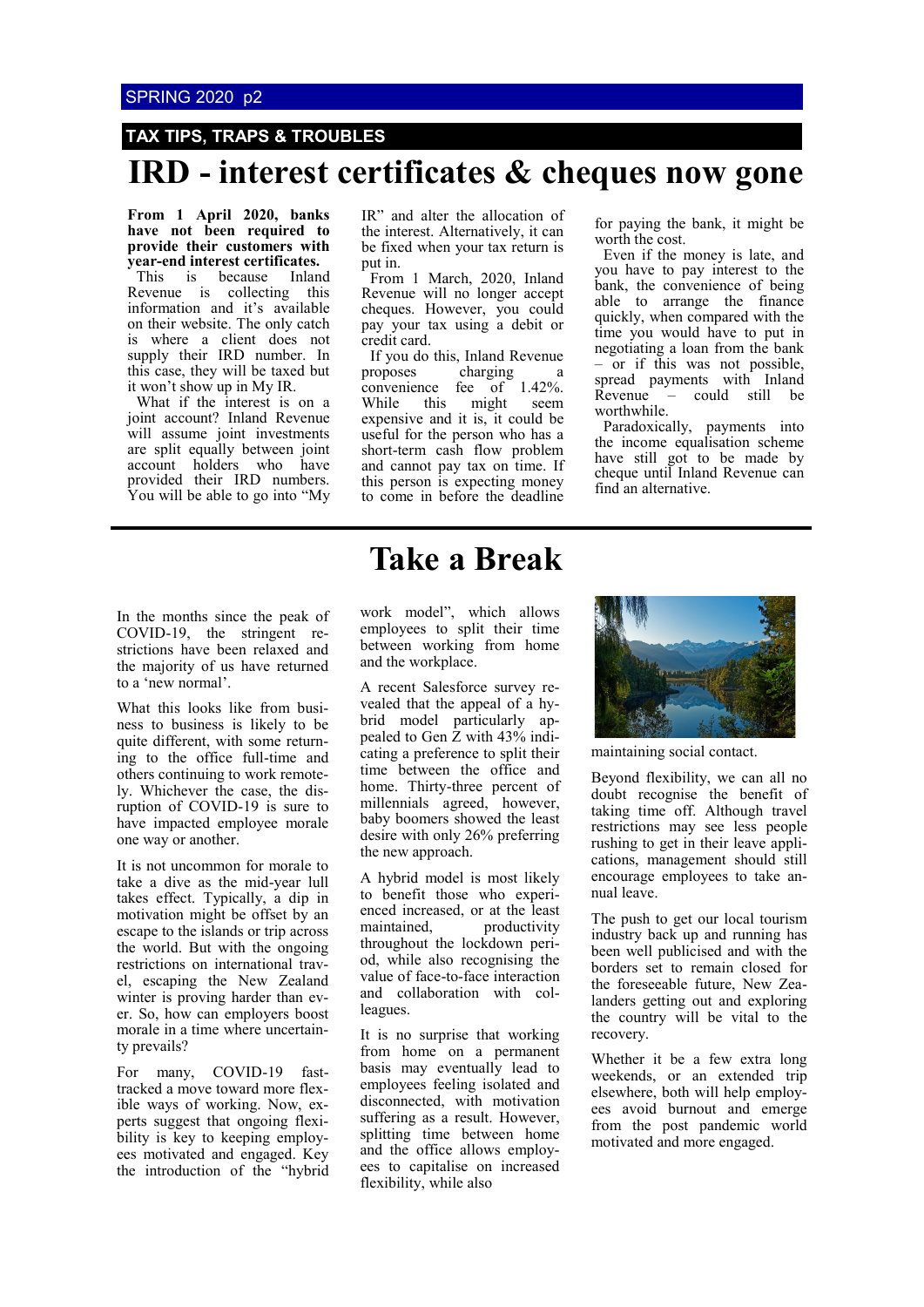## TAX TIPS, TRAPS & TROUBLES

# IRD - interest certificates & cheques now gone

**From 1 April 2020, banks have not been required to provide their customers with year-end interest certificates.**

This is because Inland Revenue is collecting this information and it's available on their website. The only catch is where a client does not supply their IRD number. In this case, they will be taxed but it won't show up in My IR.

What if the interest is on a joint account? Inland Revenue will assume joint investments are split equally between joint account holders who have provided their IRD numbers. You will be able to go into "My IR" and alter the allocation of the interest. Alternatively, it can be fixed when your tax return is put in.

From 1 March, 2020, Inland Revenue will no longer accept cheques. However, you could pay your tax using a debit or credit card.

If you do this, Inland Revenue proposes charging a convenience fee of 1.42%. While this might seem expensive and it is, it could be useful for the person who has a short-term cash flow problem and cannot pay tax on time. If this person is expecting money to come in before the deadline for paying the bank, it might be worth the cost.

Even if the money is late, and you have to pay interest to the bank, the convenience of being able to arrange the finance quickly, when compared with the time you would have to put in negotiating a loan from the bank – or if this was not possible, spread payments with Inland Revenue – could still be worthwhile.

Paradoxically, payments into the income equalisation scheme have still got to be made by cheque until Inland Revenue can find an alternative.

# Take a Break

In the months since the peak of COVID-19, the stringent restrictions have been relaxed and the majority of us have returned to a 'new normal'.

What this looks like from business to business is likely to be quite different, with some returning to the office full-time and others continuing to work remotely. Whichever the case, the disruption of COVID-19 is sure to have impacted employee morale one way or another.

It is not uncommon for morale to take a dive as the mid-year lull takes effect. Typically, a dip in motivation might be offset by an escape to the islands or trip across the world. But with the ongoing restrictions on international travel, escaping the New Zealand winter is proving harder than ever. So, how can employers boost morale in a time where uncertainty prevails?

For many, COVID-19 fast-tracked a move toward more flexible ways of working. Now, experts suggest that ongoing flexibility is key to keeping employees motivated and engaged. Key the introduction of the "hybrid work model", which allows employees to split their time between working from home and the workplace.

A recent Salesforce survey revealed that the appeal of a hybrid model particularly appealed to Gen Z with 43% indicating a preference to split their time between the office and home. Thirty-three percent of millennials agreed, however, baby boomers showed the least desire with only 26% preferring the new approach.

A hybrid model is most likely to benefit those who experienced increased, or at the least maintained, productivity throughout the lockdown period, while also recognising the value of face-to-face interaction and collaboration with colleagues.

It is no surprise that working from home on a permanent basis may eventually lead to employees feeling isolated and disconnected, with motivation suffering as a result. However, splitting time between home and the office allows employees to capitalise on increased flexibility, while also maintaining social contact.

Beyond flexibility, we can all no doubt recognise the benefit of taking time off. Although travel restrictions may see less people rushing to get in their leave applications, management should still encourage employees to take annual leave.

The push to get our local tourism industry back up and running has been well publicised and with the borders set to remain closed for the foreseeable future, New Zealanders getting out and exploring the country will be vital to the recovery.

Whether it be a few extra long weekends, or an extended trip elsewhere, both will help employees avoid burnout and emerge from the post pandemic world motivated and more engaged.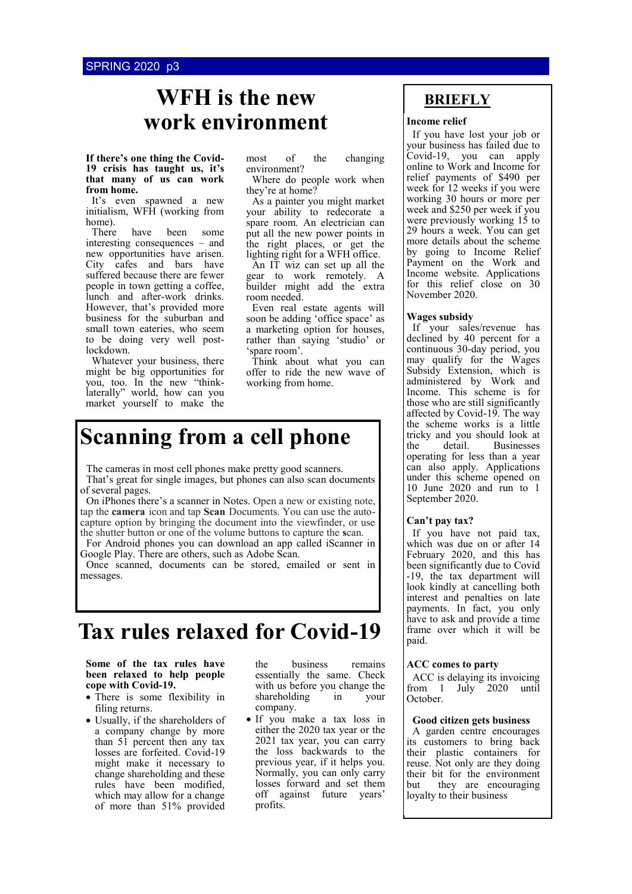# WFH is the new work environment

**If there's one thing the Covid-19 crisis has taught us, it's that many of us can work from home.**

It's even spawned a new initialism, WFH (working from home).

There have been some interesting consequences – and new opportunities have arisen. City cafes and bars have suffered because there are fewer people in town getting a coffee, lunch and after-work drinks. However, that's provided more business for the suburban and small town eateries, who seem to be doing very well post-lockdown.

Whatever your business, there might be big opportunities for you, too. In the new "think-laterally" world, how can you market yourself to make the most of the changing environment?

Where do people work when they're at home?

As a painter you might market your ability to redecorate a spare room. An electrician can put all the new power points in the right places, or get the lighting right for a WFH office.

An IT wiz can set up all the gear to work remotely. A builder might add the extra room needed.

Even real estate agents will soon be adding 'office space' as a marketing option for houses, rather than saying 'studio' or 'spare room'.

Think about what you can offer to ride the new wave of working from home.

# Scanning from a cell phone

The cameras in most cell phones make pretty good scanners.

That's great for single images, but phones can also scan documents of several pages.

On iPhones there's a scanner in Notes. Open a new or existing note, tap the **camera** icon and tap **Scan** Documents. You can use the auto-capture option by bringing the document into the viewfinder, or use the shutter button or one of the volume buttons to capture the scan.

For Android phones you can download an app called iScanner in Google Play. There are others, such as Adobe Scan.

Once scanned, documents can be stored, emailed or sent in messages.

# Tax rules relaxed for Covid-19

**Some of the tax rules have been relaxed to help people cope with Covid-19.**

- There is some flexibility in filing returns.
- Usually, if the shareholders of a company change by more than 51 percent then any tax losses are forfeited. Covid-19 might make it necessary to change shareholding and these rules have been modified, which may allow for a change of more than 51% provided the business remains essentially the same. Check with us before you change the shareholding in your company.
- If you make a tax loss in either the 2020 tax year or the 2021 tax year, you can carry the loss backwards to the previous year, if it helps you. Normally, you can only carry losses forward and set them off against future years' profits.

## BRIEFLY

**Income relief**

If you have lost your job or your business has failed due to Covid-19, you can apply online to Work and Income for relief payments of $490 per week for 12 weeks if you were working 30 hours or more per week and $250 per week if you were previously working 15 to 29 hours a week. You can get more details about the scheme by going to Income Relief Payment on the Work and Income website. Applications for this relief close on 30 November 2020.

**Wages subsidy**

If your sales/revenue has declined by 40 percent for a continuous 30-day period, you may qualify for the Wages Subsidy Extension, which is administered by Work and Income. This scheme is for those who are still significantly affected by Covid-19. The way the scheme works is a little tricky and you should look at the detail. Businesses operating for less than a year can also apply. Applications under this scheme opened on 10 June 2020 and run to 1 September 2020.

**Can't pay tax?**

If you have not paid tax, which was due on or after 14 February 2020, and this has been significantly due to Covid-19, the tax department will look kindly at cancelling both interest and penalties on late payments. In fact, you only have to ask and provide a time frame over which it will be paid.

**ACC comes to party**

ACC is delaying its invoicing from 1 July 2020 until October.

**Good citizen gets business**

A garden centre encourages its customers to bring back their plastic containers for reuse. Not only are they doing their bit for the environment but they are encouraging loyalty to their business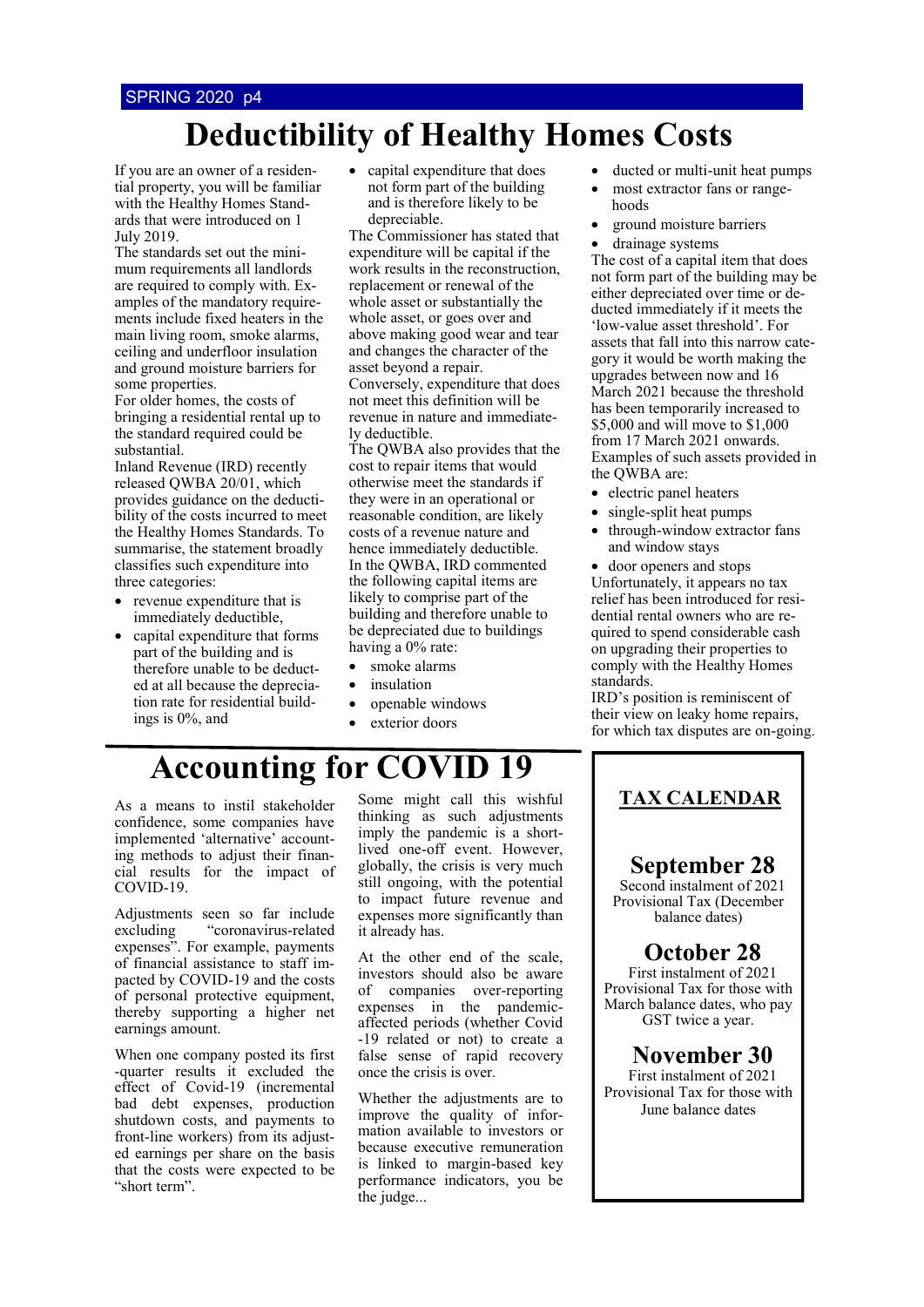# Deductibility of Healthy Homes Costs

If you are an owner of a residential property, you will be familiar with the Healthy Homes Standards that were introduced on 1 July 2019.

The standards set out the minimum requirements all landlords are required to comply with. Examples of the mandatory requirements include fixed heaters in the main living room, smoke alarms, ceiling and underfloor insulation and ground moisture barriers for some properties.

For older homes, the costs of bringing a residential rental up to the standard required could be substantial.

Inland Revenue (IRD) recently released QWBA 20/01, which provides guidance on the deductibility of the costs incurred to meet the Healthy Homes Standards. To summarise, the statement broadly classifies such expenditure into three categories:

- revenue expenditure that is immediately deductible,
- capital expenditure that forms part of the building and is therefore unable to be deducted at all because the depreciation rate for residential buildings is 0%, and
- capital expenditure that does not form part of the building and is therefore likely to be depreciable.

The Commissioner has stated that expenditure will be capital if the work results in the reconstruction, replacement or renewal of the whole asset or substantially the whole asset, or goes over and above making good wear and tear and changes the character of the asset beyond a repair.

Conversely, expenditure that does not meet this definition will be revenue in nature and immediately deductible.

The QWBA also provides that the cost to repair items that would otherwise meet the standards if they were in an operational or reasonable condition, are likely costs of a revenue nature and hence immediately deductible.

In the QWBA, IRD commented the following capital items are likely to comprise part of the building and therefore unable to be depreciated due to buildings having a 0% rate:

- smoke alarms
- insulation
- openable windows
- exterior doors
- ducted or multi-unit heat pumps
- most extractor fans or range-hoods
- ground moisture barriers
- drainage systems

The cost of a capital item that does not form part of the building may be either depreciated over time or deducted immediately if it meets the 'low-value asset threshold'. For assets that fall into this narrow category it would be worth making the upgrades between now and 16 March 2021 because the threshold has been temporarily increased to \$5,000 and will move to \$1,000 from 17 March 2021 onwards. Examples of such assets provided in the QWBA are:

- electric panel heaters
- single-split heat pumps
- through-window extractor fans and window stays
- door openers and stops

Unfortunately, it appears no tax relief has been introduced for residential rental owners who are required to spend considerable cash on upgrading their properties to comply with the Healthy Homes standards.

IRD's position is reminiscent of their view on leaky home repairs, for which tax disputes are on-going.

# Accounting for COVID 19

As a means to instil stakeholder confidence, some companies have implemented 'alternative' accounting methods to adjust their financial results for the impact of COVID-19.

Adjustments seen so far include excluding "coronavirus-related expenses". For example, payments of financial assistance to staff impacted by COVID-19 and the costs of personal protective equipment, thereby supporting a higher net earnings amount.

When one company posted its first-quarter results it excluded the effect of Covid-19 (incremental bad debt expenses, production shutdown costs, and payments to front-line workers) from its adjusted earnings per share on the basis that the costs were expected to be "short term".

Some might call this wishful thinking as such adjustments imply the pandemic is a short-lived one-off event. However, globally, the crisis is very much still ongoing, with the potential to impact future revenue and expenses more significantly than it already has.

At the other end of the scale, investors should also be aware of companies over-reporting expenses in the pandemic-affected periods (whether Covid-19 related or not) to create a false sense of rapid recovery once the crisis is over.

Whether the adjustments are to improve the quality of information available to investors or because executive remuneration is linked to margin-based key performance indicators, you be the judge...

## TAX CALENDAR

### September 28

Second instalment of 2021 Provisional Tax (December balance dates)

### October 28

First instalment of 2021 Provisional Tax for those with March balance dates, who pay GST twice a year.

### November 30

First instalment of 2021 Provisional Tax for those with June balance dates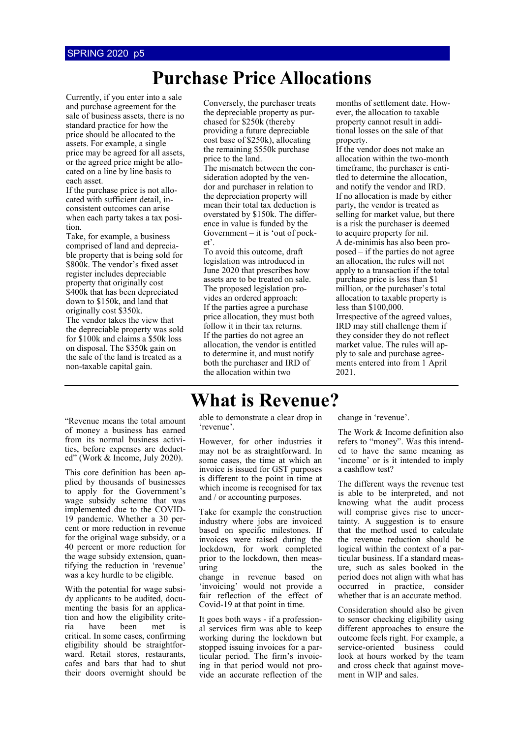# Purchase Price Allocations

Currently, if you enter into a sale and purchase agreement for the sale of business assets, there is no standard practice for how the price should be allocated to the assets. For example, a single price may be agreed for all assets, or the agreed price might be allocated on a line by line basis to each asset.

If the purchase price is not allocated with sufficient detail, inconsistent outcomes can arise when each party takes a tax position.

Take, for example, a business comprised of land and depreciable property that is being sold for $800k. The vendor's fixed asset register includes depreciable property that originally cost $400k that has been depreciated down to $150k, and land that originally cost $350k.

The vendor takes the view that the depreciable property was sold for $100k and claims a $50k loss on disposal. The $350k gain on the sale of the land is treated as a non-taxable capital gain.

Conversely, the purchaser treats the depreciable property as purchased for $250k (thereby providing a future depreciable cost base of $250k), allocating the remaining $550k purchase price to the land.

The mismatch between the consideration adopted by the vendor and purchaser in relation to the depreciation property will mean their total tax deduction is overstated by $150k. The difference in value is funded by the Government – it is 'out of pocket'.

To avoid this outcome, draft legislation was introduced in June 2020 that prescribes how assets are to be treated on sale. The proposed legislation provides an ordered approach:

If the parties agree a purchase price allocation, they must both follow it in their tax returns.

If the parties do not agree an allocation, the vendor is entitled to determine it, and must notify both the purchaser and IRD of the allocation within two months of settlement date. However, the allocation to taxable property cannot result in additional losses on the sale of that property.

If the vendor does not make an allocation within the two-month timeframe, the purchaser is entitled to determine the allocation, and notify the vendor and IRD.

If no allocation is made by either party, the vendor is treated as selling for market value, but there is a risk the purchaser is deemed to acquire property for nil.

A de-minimis has also been proposed – if the parties do not agree an allocation, the rules will not apply to a transaction if the total purchase price is less than $1 million, or the purchaser's total allocation to taxable property is less than $100,000.

Irrespective of the agreed values, IRD may still challenge them if they consider they do not reflect market value. The rules will apply to sale and purchase agreements entered into from 1 April 2021.

# What is Revenue?

"Revenue means the total amount of money a business has earned from its normal business activities, before expenses are deducted" (Work & Income, July 2020).

This core definition has been applied by thousands of businesses to apply for the Government's wage subsidy scheme that was implemented due to the COVID-19 pandemic. Whether a 30 percent or more reduction in revenue for the original wage subsidy, or a 40 percent or more reduction for the wage subsidy extension, quantifying the reduction in 'revenue' was a key hurdle to be eligible.

With the potential for wage subsidy applicants to be audited, documenting the basis for an application and how the eligibility criteria have been met is critical. In some cases, confirming eligibility should be straightforward. Retail stores, restaurants, cafes and bars that had to shut their doors overnight should be able to demonstrate a clear drop in 'revenue'.

However, for other industries it may not be as straightforward. In some cases, the time at which an invoice is issued for GST purposes is different to the point in time at which income is recognised for tax and / or accounting purposes.

Take for example the construction industry where jobs are invoiced based on specific milestones. If invoices were raised during the lockdown, for work completed prior to the lockdown, then measuring the change in revenue based on 'invoicing' would not provide a fair reflection of the effect of Covid-19 at that point in time.

It goes both ways - if a professional services firm was able to keep working during the lockdown but stopped issuing invoices for a particular period. The firm's invoicing in that period would not provide an accurate reflection of the change in 'revenue'.

The Work & Income definition also refers to "money". Was this intended to have the same meaning as 'income' or is it intended to imply a cashflow test?

The different ways the revenue test is able to be interpreted, and not knowing what the audit process will comprise gives rise to uncertainty. A suggestion is to ensure that the method used to calculate the revenue reduction should be logical within the context of a particular business. If a standard measure, such as sales booked in the period does not align with what has occurred in practice, consider whether that is an accurate method.

Consideration should also be given to sensor checking eligibility using different approaches to ensure the outcome feels right. For example, a service-oriented business could look at hours worked by the team and cross check that against movement in WIP and sales.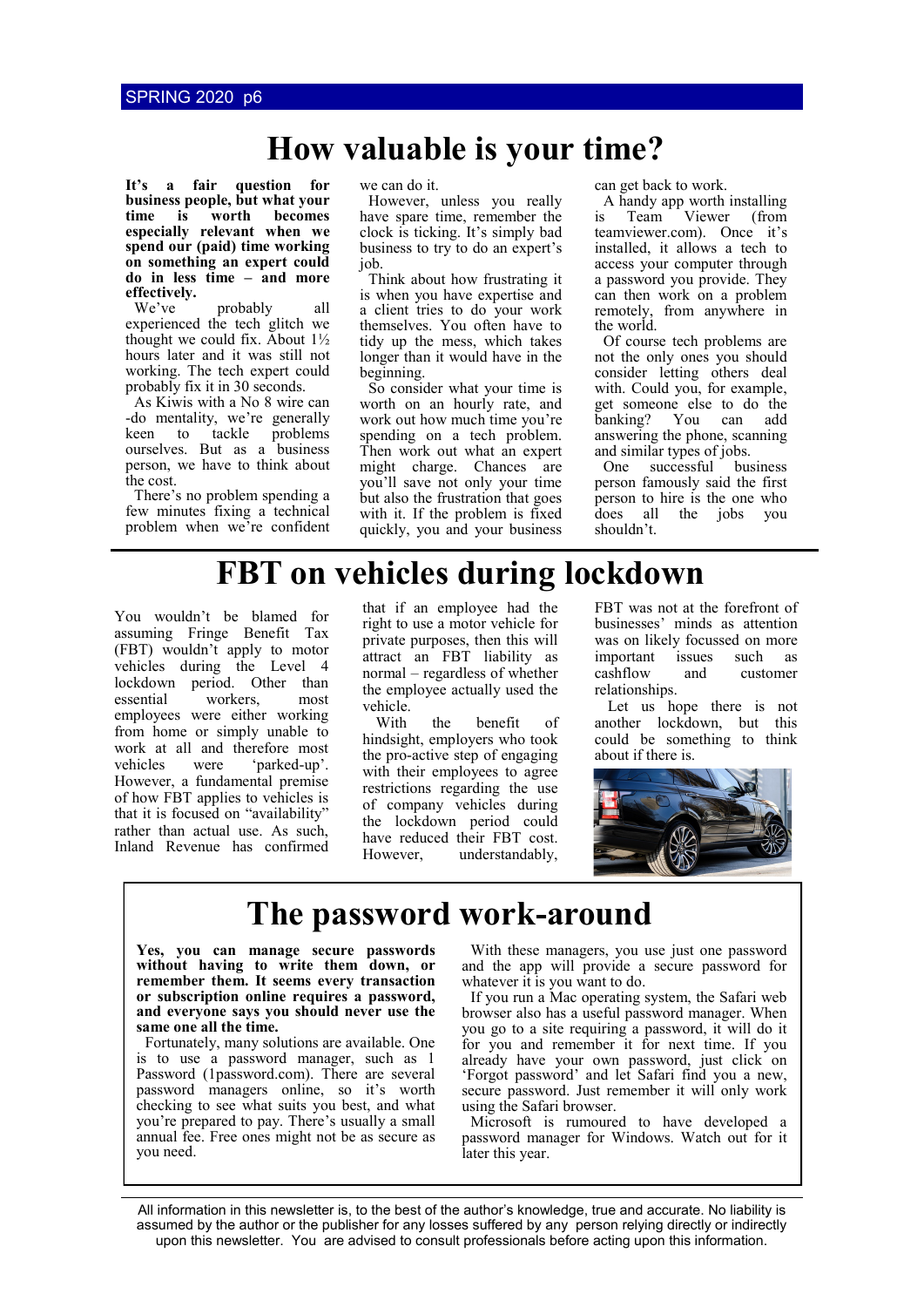# How valuable is your time?

**It's a fair question for business people, but what your time is worth becomes especially relevant when we spend our (paid) time working on something an expert could do in less time – and more effectively.**

We've probably all experienced the tech glitch we thought we could fix. About 1½ hours later and it was still not working. The tech expert could probably fix it in 30 seconds.

As Kiwis with a No 8 wire can-do mentality, we're generally keen to tackle problems ourselves. But as a business person, we have to think about the cost.

There's no problem spending a few minutes fixing a technical problem when we're confident we can do it.

However, unless you really have spare time, remember the clock is ticking. It's simply bad business to try to do an expert's job.

Think about how frustrating it is when you have expertise and a client tries to do your work themselves. You often have to tidy up the mess, which takes longer than it would have in the beginning.

So consider what your time is worth on an hourly rate, and work out how much time you're spending on a tech problem. Then work out what an expert might charge. Chances are you'll save not only your time but also the frustration that goes with it. If the problem is fixed quickly, you and your business can get back to work.

A handy app worth installing is Team Viewer (from teamviewer.com). Once it's installed, it allows a tech to access your computer through a password you provide. They can then work on a problem remotely, from anywhere in the world.

Of course tech problems are not the only ones you should consider letting others deal with. Could you, for example, get someone else to do the banking? You can add answering the phone, scanning and similar types of jobs.

One successful business person famously said the first person to hire is the one who does all the jobs you shouldn't.

# FBT on vehicles during lockdown

You wouldn't be blamed for assuming Fringe Benefit Tax (FBT) wouldn't apply to motor vehicles during the Level 4 lockdown period. Other than essential workers, most employees were either working from home or simply unable to work at all and therefore most vehicles were 'parked-up'. However, a fundamental premise of how FBT applies to vehicles is that it is focused on "availability" rather than actual use. As such, Inland Revenue has confirmed that if an employee had the right to use a motor vehicle for private purposes, then this will attract an FBT liability as normal – regardless of whether the employee actually used the vehicle.

With the benefit of hindsight, employers who took the pro-active step of engaging with their employees to agree restrictions regarding the use of company vehicles during the lockdown period could have reduced their FBT cost. However, understandably, FBT was not at the forefront of businesses' minds as attention was on likely focussed on more important issues such as cashflow and customer relationships.

Let us hope there is not another lockdown, but this could be something to think about if there is.

# The password work-around

**Yes, you can manage secure passwords without having to write them down, or remember them. It seems every transaction or subscription online requires a password, and everyone says you should never use the same one all the time.**

Fortunately, many solutions are available. One is to use a password manager, such as 1 Password (1password.com). There are several password managers online, so it's worth checking to see what suits you best, and what you're prepared to pay. There's usually a small annual fee. Free ones might not be as secure as you need.

With these managers, you use just one password and the app will provide a secure password for whatever it is you want to do.

If you run a Mac operating system, the Safari web browser also has a useful password manager. When you go to a site requiring a password, it will do it for you and remember it for next time. If you already have your own password, just click on 'Forgot password' and let Safari find you a new, secure password. Just remember it will only work using the Safari browser.

Microsoft is rumoured to have developed a password manager for Windows. Watch out for it later this year.

All information in this newsletter is, to the best of the author's knowledge, true and accurate. No liability is assumed by the author or the publisher for any losses suffered by any person relying directly or indirectly upon this newsletter. You are advised to consult professionals before acting upon this information.